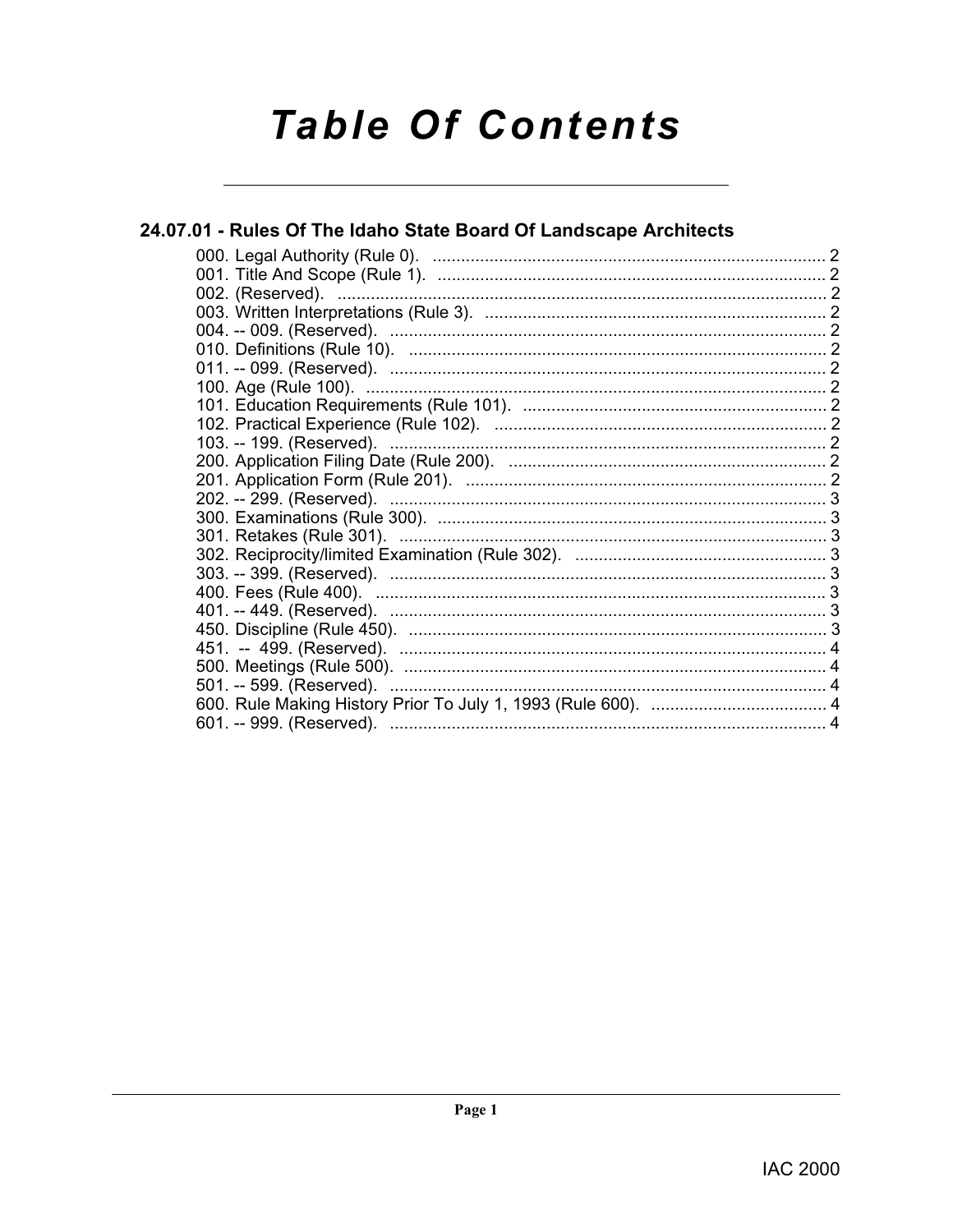# Table Of Contents

## 24.07.01 - Rules Of The Idaho State Board Of Landscape Architects

000. Legal Authority (Rule 0). .......... 2
001. Title And Scope (Rule 1). .......... 2
002. (Reserved). .......... 2
003. Written Interpretations (Rule 3). .......... 2
004. -- 009. (Reserved). .......... 2
010. Definitions (Rule 10). .......... 2
011. -- 099. (Reserved). .......... 2
100. Age (Rule 100). .......... 2
101. Education Requirements (Rule 101). .......... 2
102. Practical Experience (Rule 102). .......... 2
103. -- 199. (Reserved). .......... 2
200. Application Filing Date (Rule 200). .......... 2
201. Application Form (Rule 201). .......... 2
202. -- 299. (Reserved). .......... 3
300. Examinations (Rule 300). .......... 3
301. Retakes (Rule 301). .......... 3
302. Reciprocity/limited Examination (Rule 302). .......... 3
303. -- 399. (Reserved). .......... 3
400. Fees (Rule 400). .......... 3
401. -- 449. (Reserved). .......... 3
450. Discipline (Rule 450). .......... 3
451. -- 499. (Reserved). .......... 4
500. Meetings (Rule 500). .......... 4
501. -- 599. (Reserved). .......... 4
600. Rule Making History Prior To July 1, 1993 (Rule 600). .......... 4
601. -- 999. (Reserved). .......... 4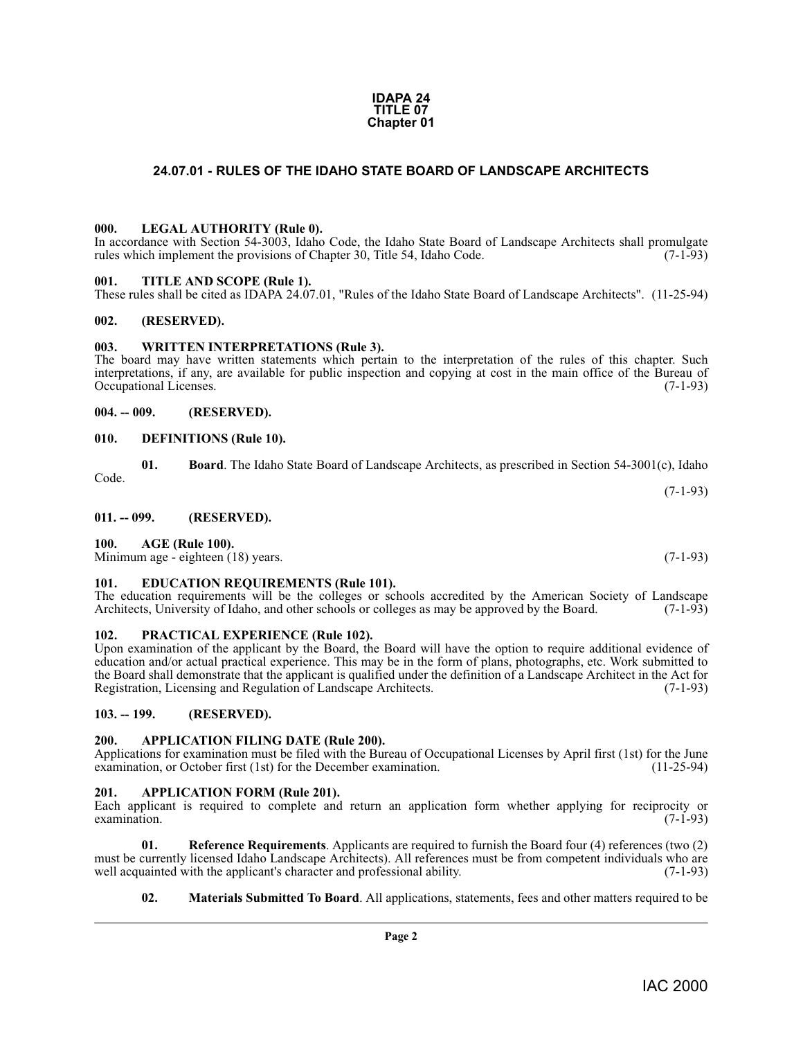**IDAPA 24**
**TITLE 07**
**Chapter 01**

## 24.07.01 - RULES OF THE IDAHO STATE BOARD OF LANDSCAPE ARCHITECTS

### 000. LEGAL AUTHORITY (Rule 0).

In accordance with Section 54-3003, Idaho Code, the Idaho State Board of Landscape Architects shall promulgate rules which implement the provisions of Chapter 30, Title 54, Idaho Code. (7-1-93)

### 001. TITLE AND SCOPE (Rule 1).

These rules shall be cited as IDAPA 24.07.01, "Rules of the Idaho State Board of Landscape Architects". (11-25-94)

### 002. (RESERVED).

### 003. WRITTEN INTERPRETATIONS (Rule 3).

The board may have written statements which pertain to the interpretation of the rules of this chapter. Such interpretations, if any, are available for public inspection and copying at cost in the main office of the Bureau of Occupational Licenses. (7-1-93)

### 004. -- 009. (RESERVED).

### 010. DEFINITIONS (Rule 10).

**01. Board**. The Idaho State Board of Landscape Architects, as prescribed in Section 54-3001(c), Idaho Code. (7-1-93)

### 011. -- 099. (RESERVED).

### 100. AGE (Rule 100).

Minimum age - eighteen (18) years. (7-1-93)

### 101. EDUCATION REQUIREMENTS (Rule 101).

The education requirements will be the colleges or schools accredited by the American Society of Landscape Architects, University of Idaho, and other schools or colleges as may be approved by the Board. (7-1-93)

### 102. PRACTICAL EXPERIENCE (Rule 102).

Upon examination of the applicant by the Board, the Board will have the option to require additional evidence of education and/or actual practical experience. This may be in the form of plans, photographs, etc. Work submitted to the Board shall demonstrate that the applicant is qualified under the definition of a Landscape Architect in the Act for Registration, Licensing and Regulation of Landscape Architects. (7-1-93)

### 103. -- 199. (RESERVED).

### 200. APPLICATION FILING DATE (Rule 200).

Applications for examination must be filed with the Bureau of Occupational Licenses by April first (1st) for the June examination, or October first (1st) for the December examination. (11-25-94)

### 201. APPLICATION FORM (Rule 201).

Each applicant is required to complete and return an application form whether applying for reciprocity or examination. (7-1-93)

**01. Reference Requirements**. Applicants are required to furnish the Board four (4) references (two (2) must be currently licensed Idaho Landscape Architects). All references must be from competent individuals who are well acquainted with the applicant's character and professional ability. (7-1-93)

**02. Materials Submitted To Board**. All applications, statements, fees and other matters required to be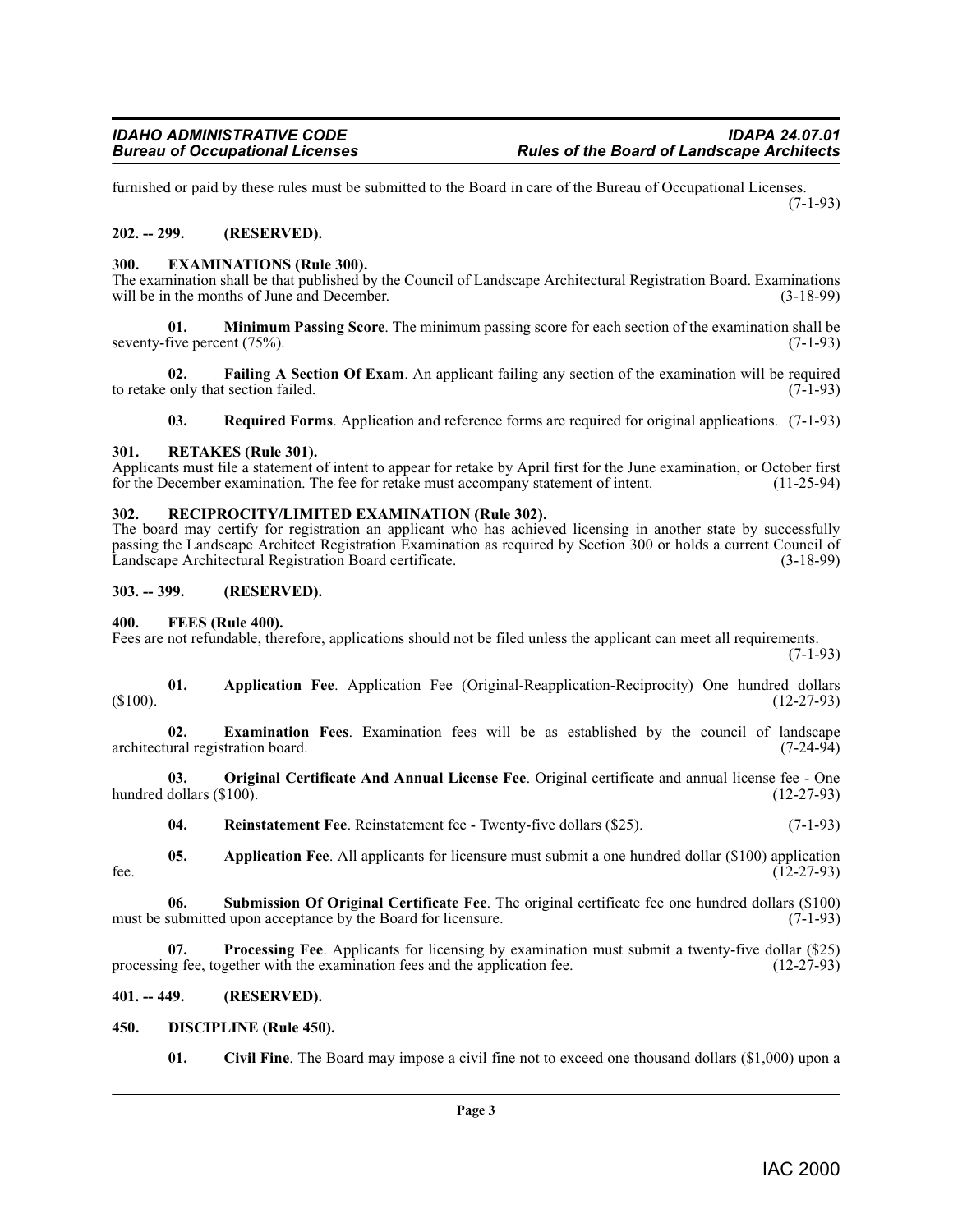furnished or paid by these rules must be submitted to the Board in care of the Bureau of Occupational Licenses. (7-1-93)

## 202. -- 299. (RESERVED).

## 300. EXAMINATIONS (Rule 300).

The examination shall be that published by the Council of Landscape Architectural Registration Board. Examinations will be in the months of June and December. (3-18-99)

**01. Minimum Passing Score**. The minimum passing score for each section of the examination shall be seventy-five percent (75%). (7-1-93)

**02. Failing A Section Of Exam**. An applicant failing any section of the examination will be required to retake only that section failed. (7-1-93)

**03. Required Forms**. Application and reference forms are required for original applications. (7-1-93)

## 301. RETAKES (Rule 301).

Applicants must file a statement of intent to appear for retake by April first for the June examination, or October first for the December examination. The fee for retake must accompany statement of intent. (11-25-94)

## 302. RECIPROCITY/LIMITED EXAMINATION (Rule 302).

The board may certify for registration an applicant who has achieved licensing in another state by successfully passing the Landscape Architect Registration Examination as required by Section 300 or holds a current Council of Landscape Architectural Registration Board certificate. (3-18-99)

## 303. -- 399. (RESERVED).

## 400. FEES (Rule 400).

Fees are not refundable, therefore, applications should not be filed unless the applicant can meet all requirements. (7-1-93)

**01. Application Fee**. Application Fee (Original-Reapplication-Reciprocity) One hundred dollars ($100). (12-27-93)

**02. Examination Fees**. Examination fees will be as established by the council of landscape architectural registration board. (7-24-94)

**03. Original Certificate And Annual License Fee**. Original certificate and annual license fee - One hundred dollars ($100). (12-27-93)

**04. Reinstatement Fee**. Reinstatement fee - Twenty-five dollars ($25). (7-1-93)

**05. Application Fee**. All applicants for licensure must submit a one hundred dollar ($100) application fee. (12-27-93)

**06. Submission Of Original Certificate Fee**. The original certificate fee one hundred dollars ($100) must be submitted upon acceptance by the Board for licensure. (7-1-93)

**07. Processing Fee**. Applicants for licensing by examination must submit a twenty-five dollar ($25) processing fee, together with the examination fees and the application fee. (12-27-93)

## 401. -- 449. (RESERVED).

## 450. DISCIPLINE (Rule 450).

**01. Civil Fine**. The Board may impose a civil fine not to exceed one thousand dollars ($1,000) upon a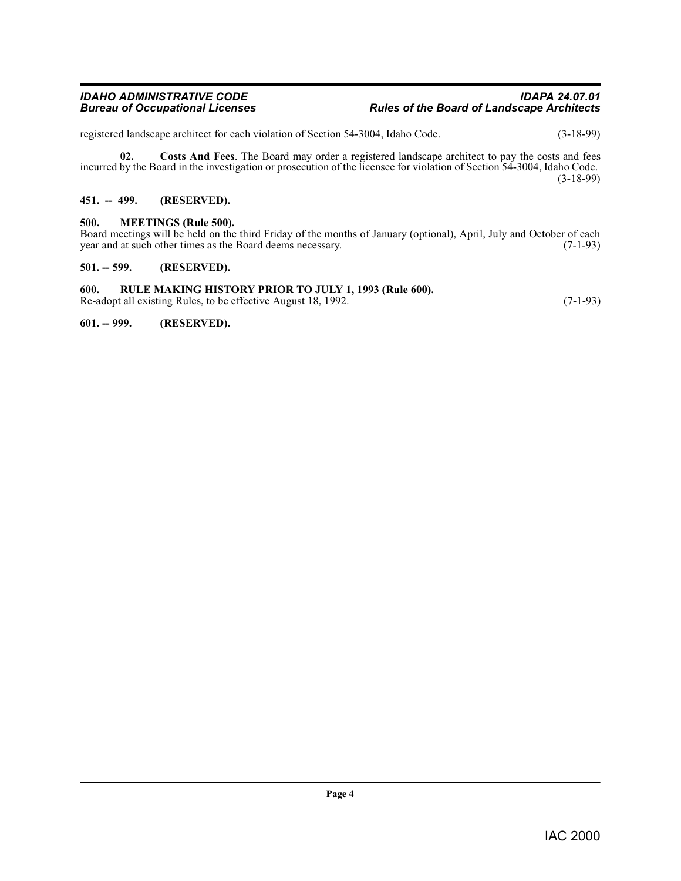registered landscape architect for each violation of Section 54-3004, Idaho Code. (3-18-99)

**02. Costs And Fees**. The Board may order a registered landscape architect to pay the costs and fees incurred by the Board in the investigation or prosecution of the licensee for violation of Section 54-3004, Idaho Code. (3-18-99)

**451. -- 499. (RESERVED).**

**500. MEETINGS (Rule 500).**

Board meetings will be held on the third Friday of the months of January (optional), April, July and October of each year and at such other times as the Board deems necessary. (7-1-93)

**501. -- 599. (RESERVED).**

**600. RULE MAKING HISTORY PRIOR TO JULY 1, 1993 (Rule 600).**

Re-adopt all existing Rules, to be effective August 18, 1992. (7-1-93)

**601. -- 999. (RESERVED).**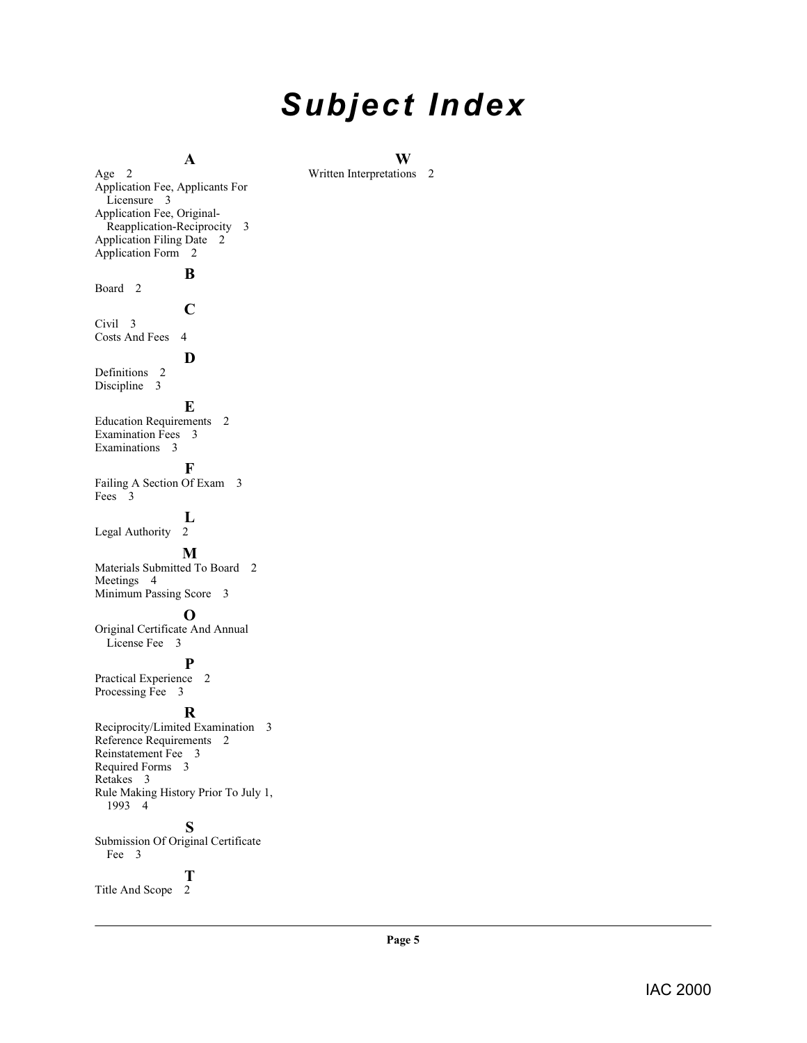# *Subject Index*

**A**

Age 2
Application Fee, Applicants For Licensure 3
Application Fee, Original-Reapplication-Reciprocity 3
Application Filing Date 2
Application Form 2

**B**

Board 2

**C**

Civil 3
Costs And Fees 4

**D**

Definitions 2
Discipline 3

**E**

Education Requirements 2
Examination Fees 3
Examinations 3

**F**

Failing A Section Of Exam 3
Fees 3

**L**

Legal Authority 2

**M**

Materials Submitted To Board 2
Meetings 4
Minimum Passing Score 3

**O**

Original Certificate And Annual License Fee 3

**P**

Practical Experience 2
Processing Fee 3

**R**

Reciprocity/Limited Examination 3
Reference Requirements 2
Reinstatement Fee 3
Required Forms 3
Retakes 3
Rule Making History Prior To July 1, 1993 4

**S**

Submission Of Original Certificate Fee 3

**T**

Title And Scope 2

**W**

Written Interpretations 2